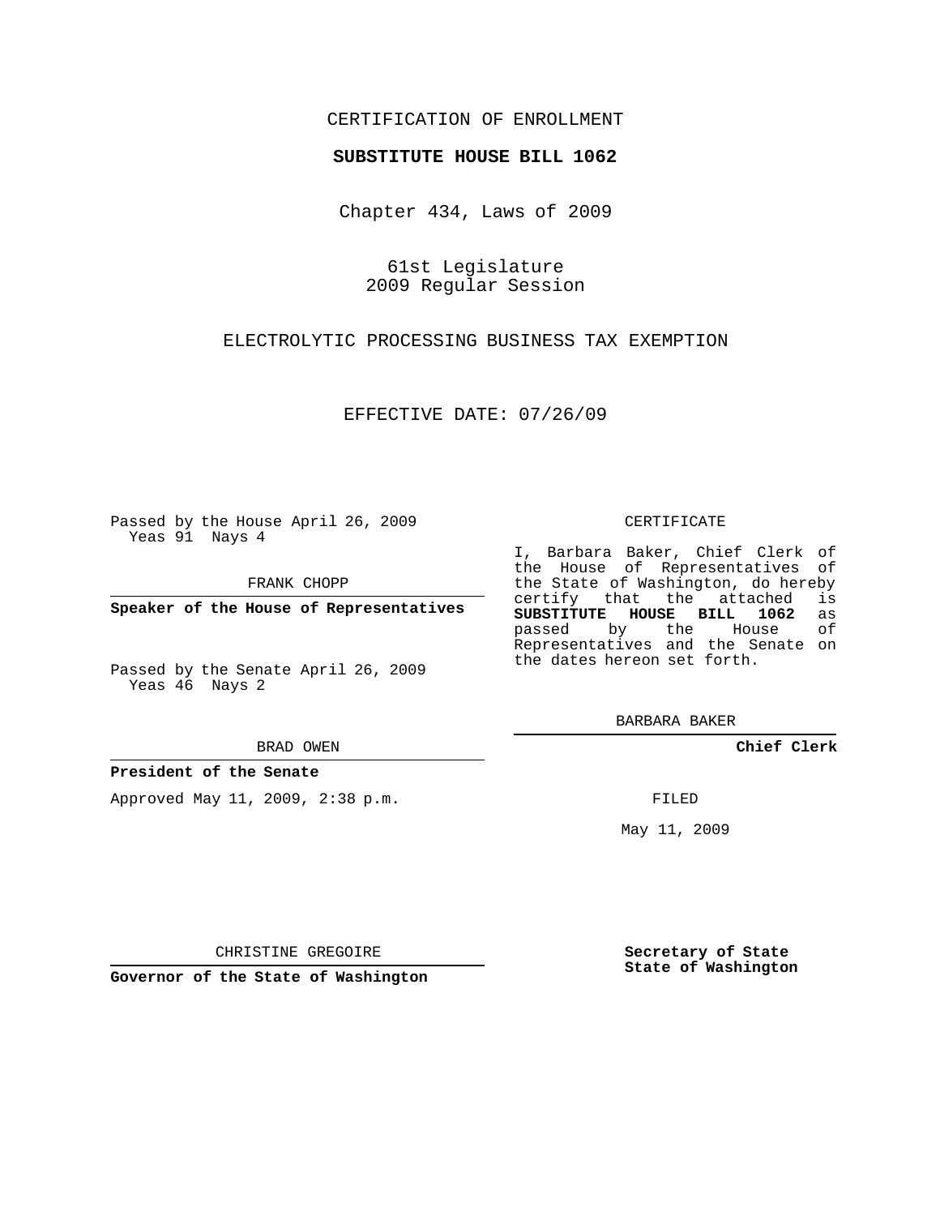CERTIFICATION OF ENROLLMENT

**SUBSTITUTE HOUSE BILL 1062**

Chapter 434, Laws of 2009

61st Legislature
2009 Regular Session

ELECTROLYTIC PROCESSING BUSINESS TAX EXEMPTION

EFFECTIVE DATE: 07/26/09

Passed by the House April 26, 2009
Yeas 91 Nays 4

FRANK CHOPP

**Speaker of the House of Representatives**

Passed by the Senate April 26, 2009
Yeas 46 Nays 2

BRAD OWEN

**President of the Senate**

Approved May 11, 2009, 2:38 p.m.

CHRISTINE GREGOIRE

**Governor of the State of Washington**

CERTIFICATE

I, Barbara Baker, Chief Clerk of the House of Representatives of the State of Washington, do hereby certify that the attached is **SUBSTITUTE HOUSE BILL 1062** as passed by the House of Representatives and the Senate on the dates hereon set forth.

BARBARA BAKER

**Chief Clerk**

FILED

May 11, 2009

**Secretary of State**
**State of Washington**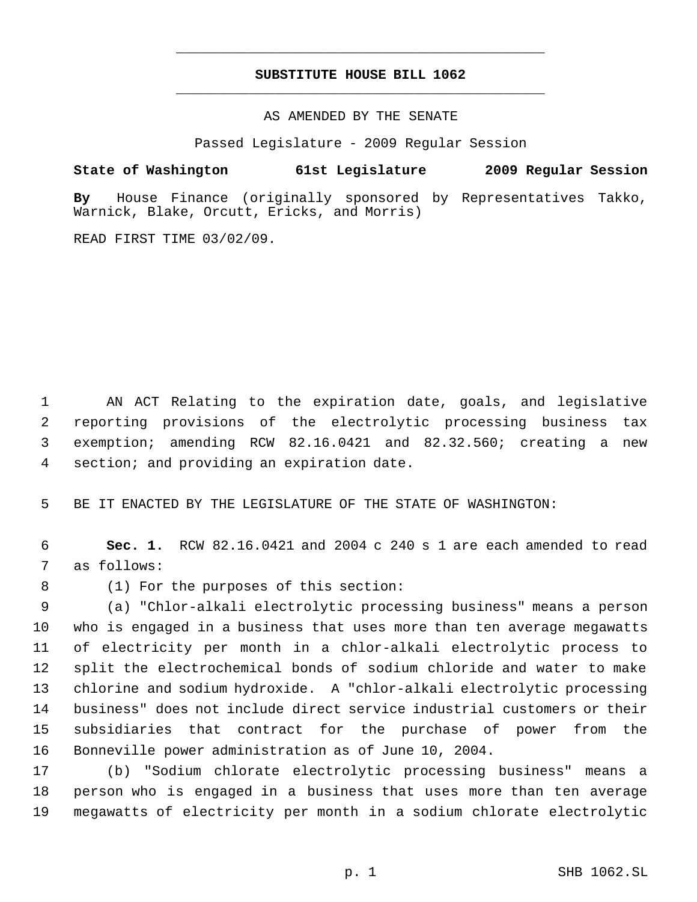# SUBSTITUTE HOUSE BILL 1062

AS AMENDED BY THE SENATE

Passed Legislature - 2009 Regular Session

**State of Washington 61st Legislature 2009 Regular Session**

**By** House Finance (originally sponsored by Representatives Takko, Warnick, Blake, Orcutt, Ericks, and Morris)

READ FIRST TIME 03/02/09.

AN ACT Relating to the expiration date, goals, and legislative reporting provisions of the electrolytic processing business tax exemption; amending RCW 82.16.0421 and 82.32.560; creating a new section; and providing an expiration date.

BE IT ENACTED BY THE LEGISLATURE OF THE STATE OF WASHINGTON:

**Sec. 1.** RCW 82.16.0421 and 2004 c 240 s 1 are each amended to read as follows:

(1) For the purposes of this section:

(a) "Chlor-alkali electrolytic processing business" means a person who is engaged in a business that uses more than ten average megawatts of electricity per month in a chlor-alkali electrolytic process to split the electrochemical bonds of sodium chloride and water to make chlorine and sodium hydroxide. A "chlor-alkali electrolytic processing business" does not include direct service industrial customers or their subsidiaries that contract for the purchase of power from the Bonneville power administration as of June 10, 2004.

(b) "Sodium chlorate electrolytic processing business" means a person who is engaged in a business that uses more than ten average megawatts of electricity per month in a sodium chlorate electrolytic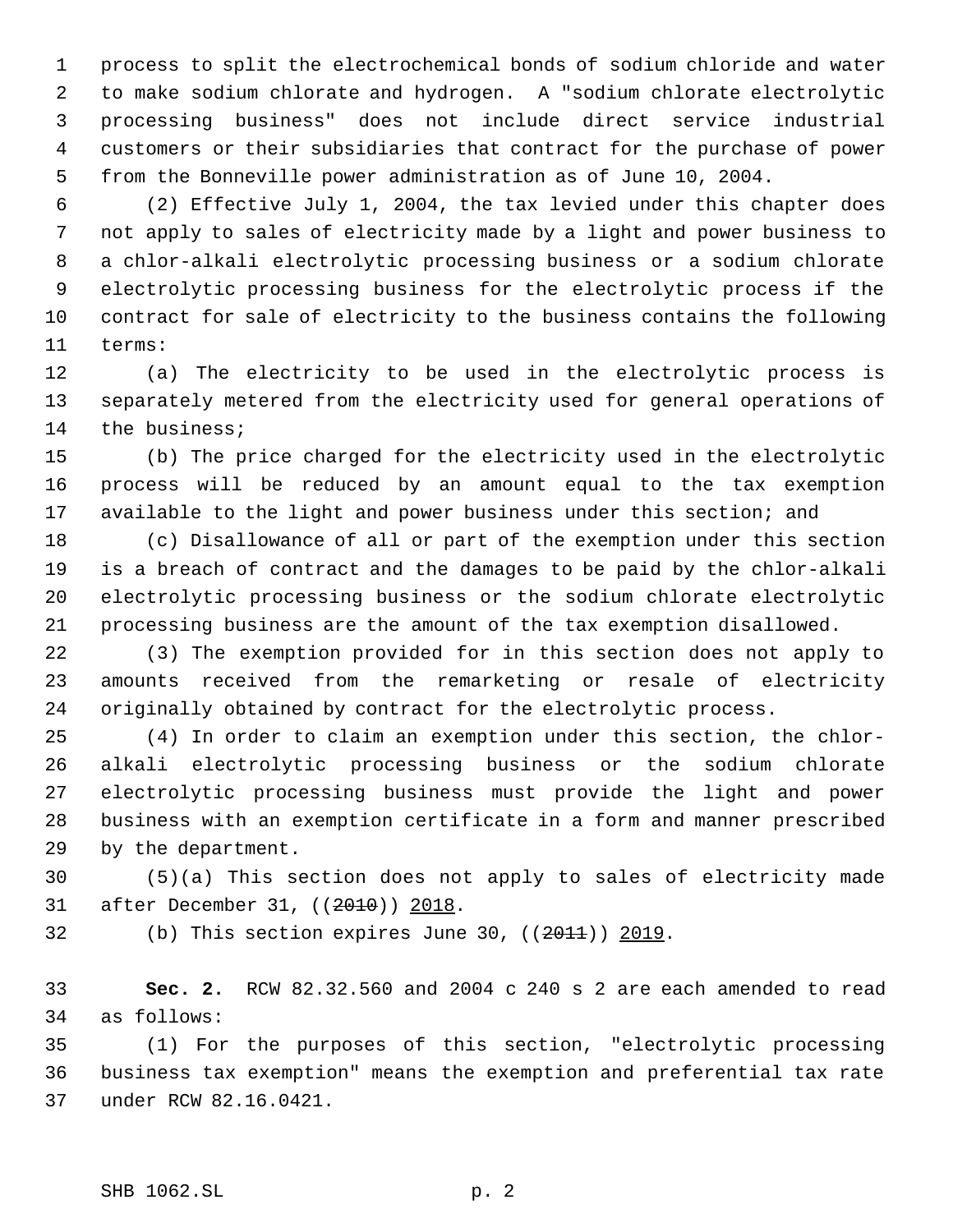process to split the electrochemical bonds of sodium chloride and water to make sodium chlorate and hydrogen. A "sodium chlorate electrolytic processing business" does not include direct service industrial customers or their subsidiaries that contract for the purchase of power from the Bonneville power administration as of June 10, 2004.

(2) Effective July 1, 2004, the tax levied under this chapter does not apply to sales of electricity made by a light and power business to a chlor-alkali electrolytic processing business or a sodium chlorate electrolytic processing business for the electrolytic process if the contract for sale of electricity to the business contains the following terms:

(a) The electricity to be used in the electrolytic process is separately metered from the electricity used for general operations of the business;

(b) The price charged for the electricity used in the electrolytic process will be reduced by an amount equal to the tax exemption available to the light and power business under this section; and

(c) Disallowance of all or part of the exemption under this section is a breach of contract and the damages to be paid by the chlor-alkali electrolytic processing business or the sodium chlorate electrolytic processing business are the amount of the tax exemption disallowed.

(3) The exemption provided for in this section does not apply to amounts received from the remarketing or resale of electricity originally obtained by contract for the electrolytic process.

(4) In order to claim an exemption under this section, the chlor-alkali electrolytic processing business or the sodium chlorate electrolytic processing business must provide the light and power business with an exemption certificate in a form and manner prescribed by the department.

(5)(a) This section does not apply to sales of electricity made after December 31, ((~~2010~~)) 2018.

(b) This section expires June 30, ((~~2011~~)) 2019.

**Sec. 2.** RCW 82.32.560 and 2004 c 240 s 2 are each amended to read as follows:

(1) For the purposes of this section, "electrolytic processing business tax exemption" means the exemption and preferential tax rate under RCW 82.16.0421.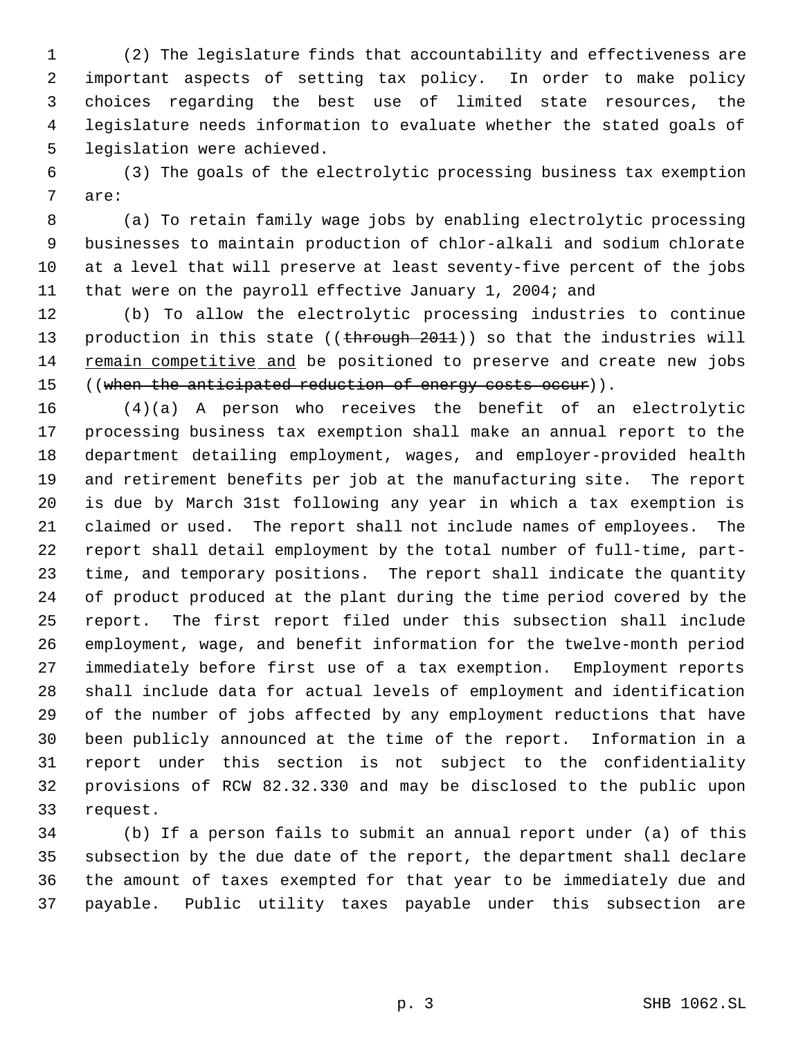(2) The legislature finds that accountability and effectiveness are important aspects of setting tax policy. In order to make policy choices regarding the best use of limited state resources, the legislature needs information to evaluate whether the stated goals of legislation were achieved.

(3) The goals of the electrolytic processing business tax exemption are:

(a) To retain family wage jobs by enabling electrolytic processing businesses to maintain production of chlor-alkali and sodium chlorate at a level that will preserve at least seventy-five percent of the jobs that were on the payroll effective January 1, 2004; and

(b) To allow the electrolytic processing industries to continue production in this state ((~~through 2011~~)) so that the industries will remain competitive and be positioned to preserve and create new jobs ((~~when the anticipated reduction of energy costs occur~~)).

(4)(a) A person who receives the benefit of an electrolytic processing business tax exemption shall make an annual report to the department detailing employment, wages, and employer-provided health and retirement benefits per job at the manufacturing site. The report is due by March 31st following any year in which a tax exemption is claimed or used. The report shall not include names of employees. The report shall detail employment by the total number of full-time, part-time, and temporary positions. The report shall indicate the quantity of product produced at the plant during the time period covered by the report. The first report filed under this subsection shall include employment, wage, and benefit information for the twelve-month period immediately before first use of a tax exemption. Employment reports shall include data for actual levels of employment and identification of the number of jobs affected by any employment reductions that have been publicly announced at the time of the report. Information in a report under this section is not subject to the confidentiality provisions of RCW 82.32.330 and may be disclosed to the public upon request.

(b) If a person fails to submit an annual report under (a) of this subsection by the due date of the report, the department shall declare the amount of taxes exempted for that year to be immediately due and payable. Public utility taxes payable under this subsection are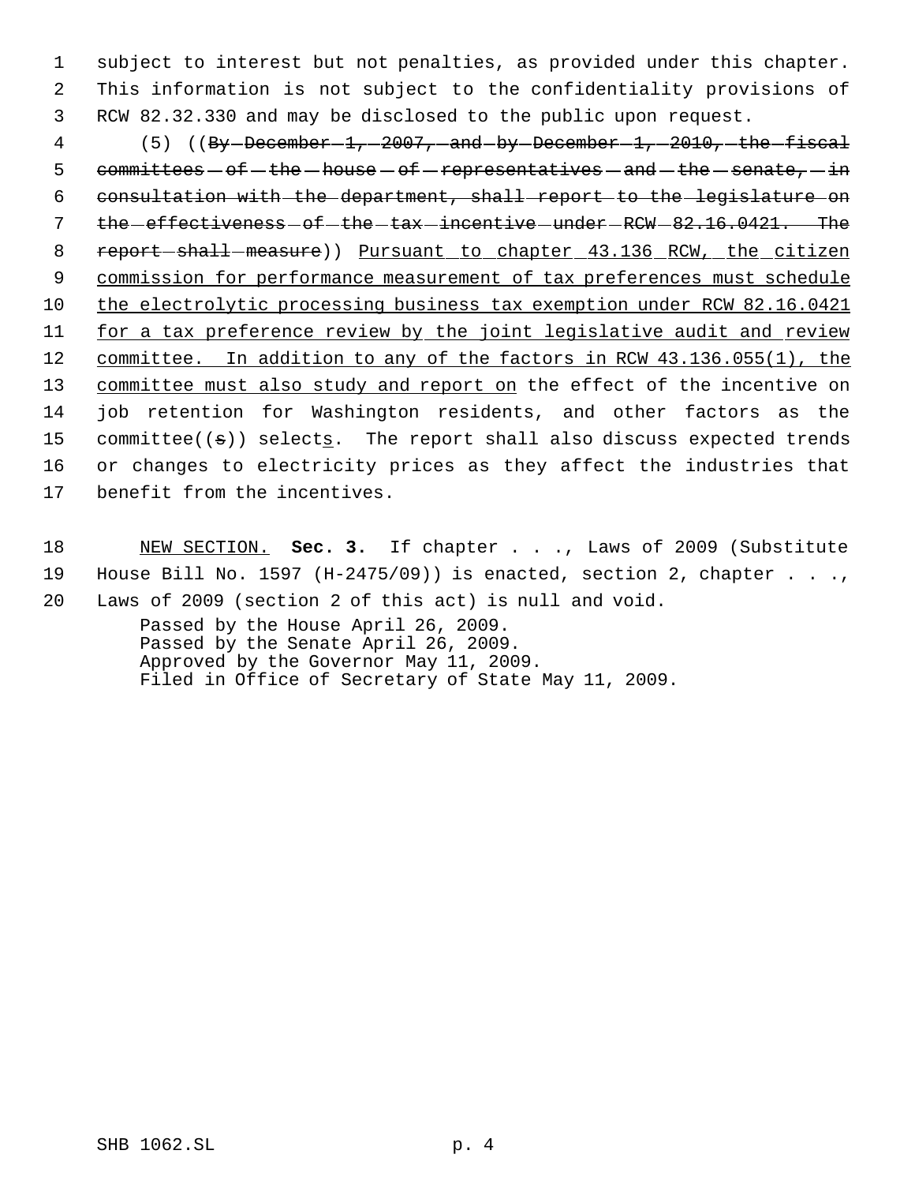subject to interest but not penalties, as provided under this chapter. This information is not subject to the confidentiality provisions of RCW 82.32.330 and may be disclosed to the public upon request.

(5) ((~~By December 1, 2007, and by December 1, 2010, the fiscal committees of the house of representatives and the senate, in consultation with the department, shall report to the legislature on the effectiveness of the tax incentive under RCW 82.16.0421. The report shall measure~~)) <u>Pursuant to chapter 43.136 RCW, the citizen commission for performance measurement of tax preferences must schedule the electrolytic processing business tax exemption under RCW 82.16.0421 for a tax preference review by the joint legislative audit and review committee. In addition to any of the factors in RCW 43.136.055(1), the committee must also study and report on</u> the effect of the incentive on job retention for Washington residents, and other factors as the committee((~~s~~)) select<u>s</u>. The report shall also discuss expected trends or changes to electricity prices as they affect the industries that benefit from the incentives.

<u>NEW SECTION.</u> **Sec. 3.** If chapter . . ., Laws of 2009 (Substitute House Bill No. 1597 (H-2475/09)) is enacted, section 2, chapter . . ., Laws of 2009 (section 2 of this act) is null and void.

Passed by the House April 26, 2009.
Passed by the Senate April 26, 2009.
Approved by the Governor May 11, 2009.
Filed in Office of Secretary of State May 11, 2009.